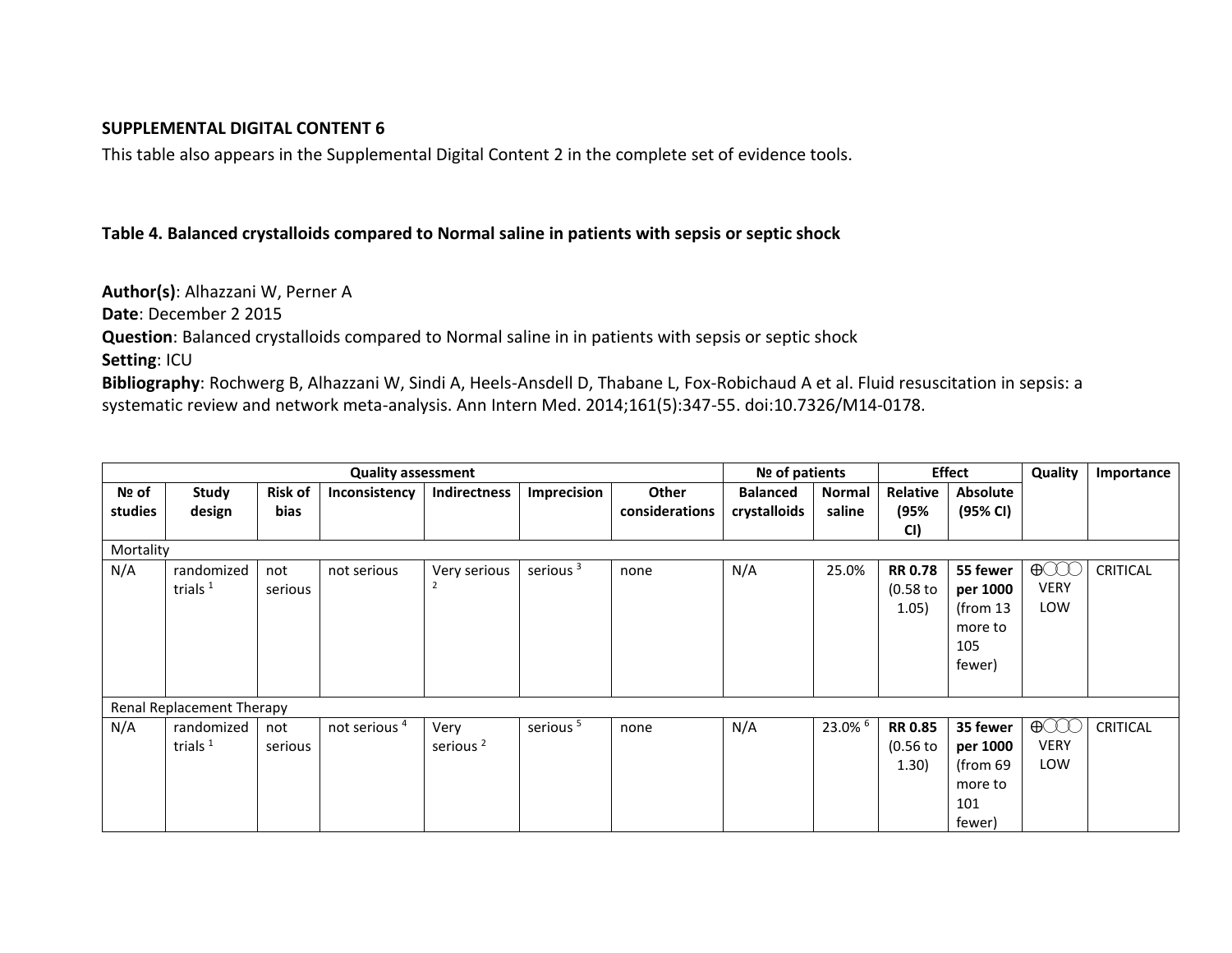**SUPPLEMENTAL DIGITAL CONTENT 6**

This table also appears in the Supplemental Digital Content 2 in the complete set of evidence tools.

**Table 4. Balanced crystalloids compared to Normal saline in patients with sepsis or septic shock**

**Author(s)**: Alhazzani W, Perner A
**Date**: December 2 2015
**Question**: Balanced crystalloids compared to Normal saline in in patients with sepsis or septic shock
**Setting**: ICU
**Bibliography**: Rochwerg B, Alhazzani W, Sindi A, Heels-Ansdell D, Thabane L, Fox-Robichaud A et al. Fluid resuscitation in sepsis: a systematic review and network meta-analysis. Ann Intern Med. 2014;161(5):347-55. doi:10.7326/M14-0178.

| Quality assessment | | | | | | | № of patients | | Effect | | Quality | Importance |
|---|---|---|---|---|---|---|---|---|---|---|---|---|
| № of studies | Study design | Risk of bias | Inconsistency | Indirectness | Imprecision | Other considerations | Balanced crystalloids | Normal saline | Relative (95% CI) | Absolute (95% CI) | | |
| Mortality | | | | | | | | | | | | |
| N/A | randomized trials [1] | not serious | not serious | Very serious [2] | serious [3] | none | N/A | 25.0% | **RR 0.78** (0.58 to 1.05) | **55 fewer per 1000** (from 13 more to 105 fewer) | ⊕◯◯◯ VERY LOW | CRITICAL |
| Renal Replacement Therapy | | | | | | | | | | | | |
| N/A | randomized trials [1] | not serious | not serious [4] | Very serious [2] | serious [5] | none | N/A | 23.0% [6] | **RR 0.85** (0.56 to 1.30) | **35 fewer per 1000** (from 69 more to 101 fewer) | ⊕◯◯◯ VERY LOW | CRITICAL |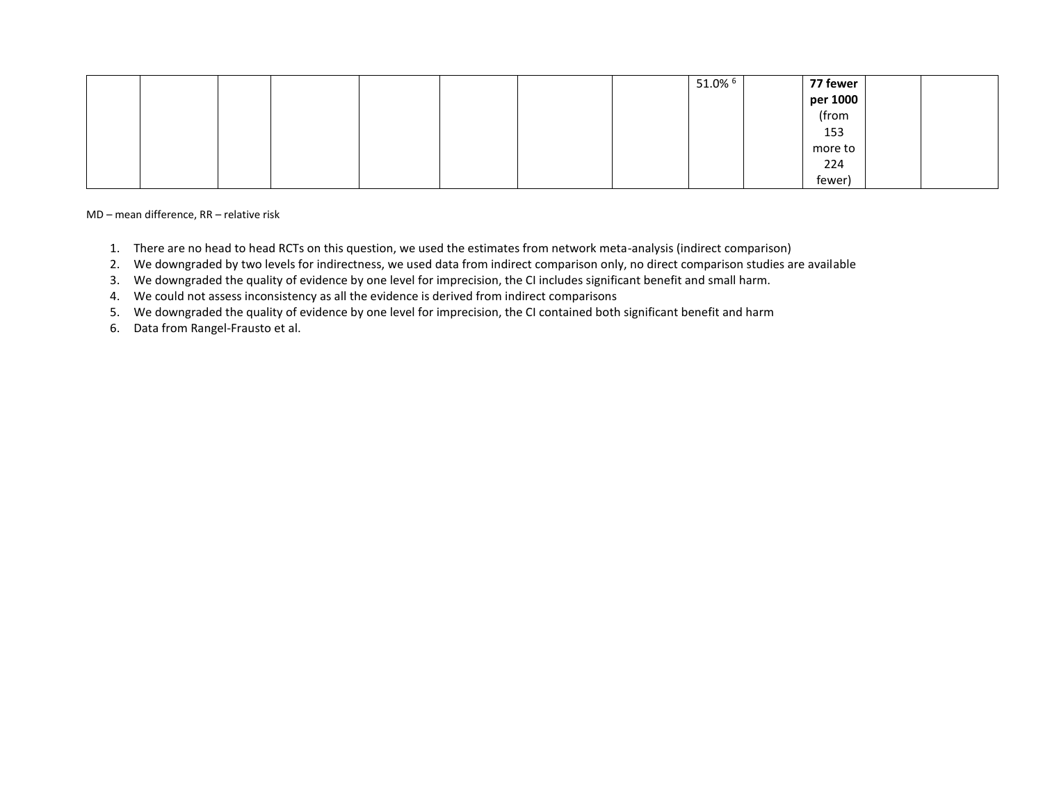| | | | | | | | | | | | | |
|---|---|---|---|---|---|---|---|---|---|---|---|---|
| | | | | | | | | 51.0% [6] | | **77 fewer per 1000** (from 153 more to 224 fewer) | | |

MD – mean difference, RR – relative risk

1. There are no head to head RCTs on this question, we used the estimates from network meta-analysis (indirect comparison)
2. We downgraded by two levels for indirectness, we used data from indirect comparison only, no direct comparison studies are available
3. We downgraded the quality of evidence by one level for imprecision, the CI includes significant benefit and small harm.
4. We could not assess inconsistency as all the evidence is derived from indirect comparisons
5. We downgraded the quality of evidence by one level for imprecision, the CI contained both significant benefit and harm
6. Data from Rangel-Frausto et al.